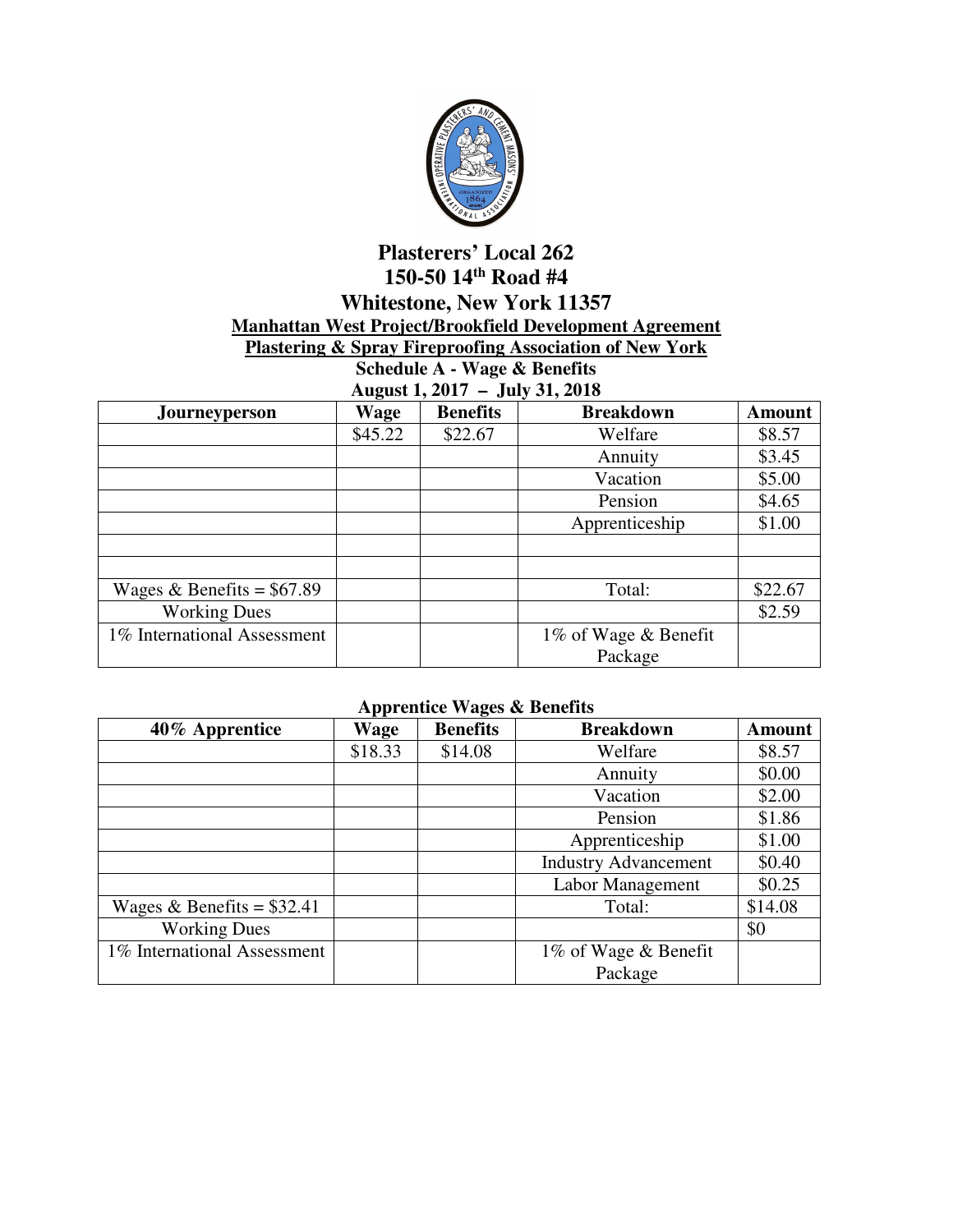# Plasterers' Local 262

## 150-50 14th Road #4

## Whitestone, New York 11357

**Manhattan West Project/Brookfield Development Agreement**

**Plastering & Spray Fireproofing Association of New York**

**Schedule A - Wage & Benefits**

**August 1, 2017 – July 31, 2018**

| Journeyperson | Wage | Benefits | Breakdown | Amount |
|---|---|---|---|---|
| | $45.22 | $22.67 | Welfare | $8.57 |
| | | | Annuity | $3.45 |
| | | | Vacation | $5.00 |
| | | | Pension | $4.65 |
| | | | Apprenticeship | $1.00 |
| | | | | |
| | | | | |
| Wages & Benefits = $67.89 | | | Total: | $22.67 |
| Working Dues | | | | $2.59 |
| 1% International Assessment | | | 1% of Wage & Benefit Package | |

**Apprentice Wages & Benefits**

| 40% Apprentice | Wage | Benefits | Breakdown | Amount |
|---|---|---|---|---|
| | $18.33 | $14.08 | Welfare | $8.57 |
| | | | Annuity | $0.00 |
| | | | Vacation | $2.00 |
| | | | Pension | $1.86 |
| | | | Apprenticeship | $1.00 |
| | | | Industry Advancement | $0.40 |
| | | | Labor Management | $0.25 |
| Wages & Benefits = $32.41 | | | Total: | $14.08 |
| Working Dues | | | | $0 |
| 1% International Assessment | | | 1% of Wage & Benefit Package | |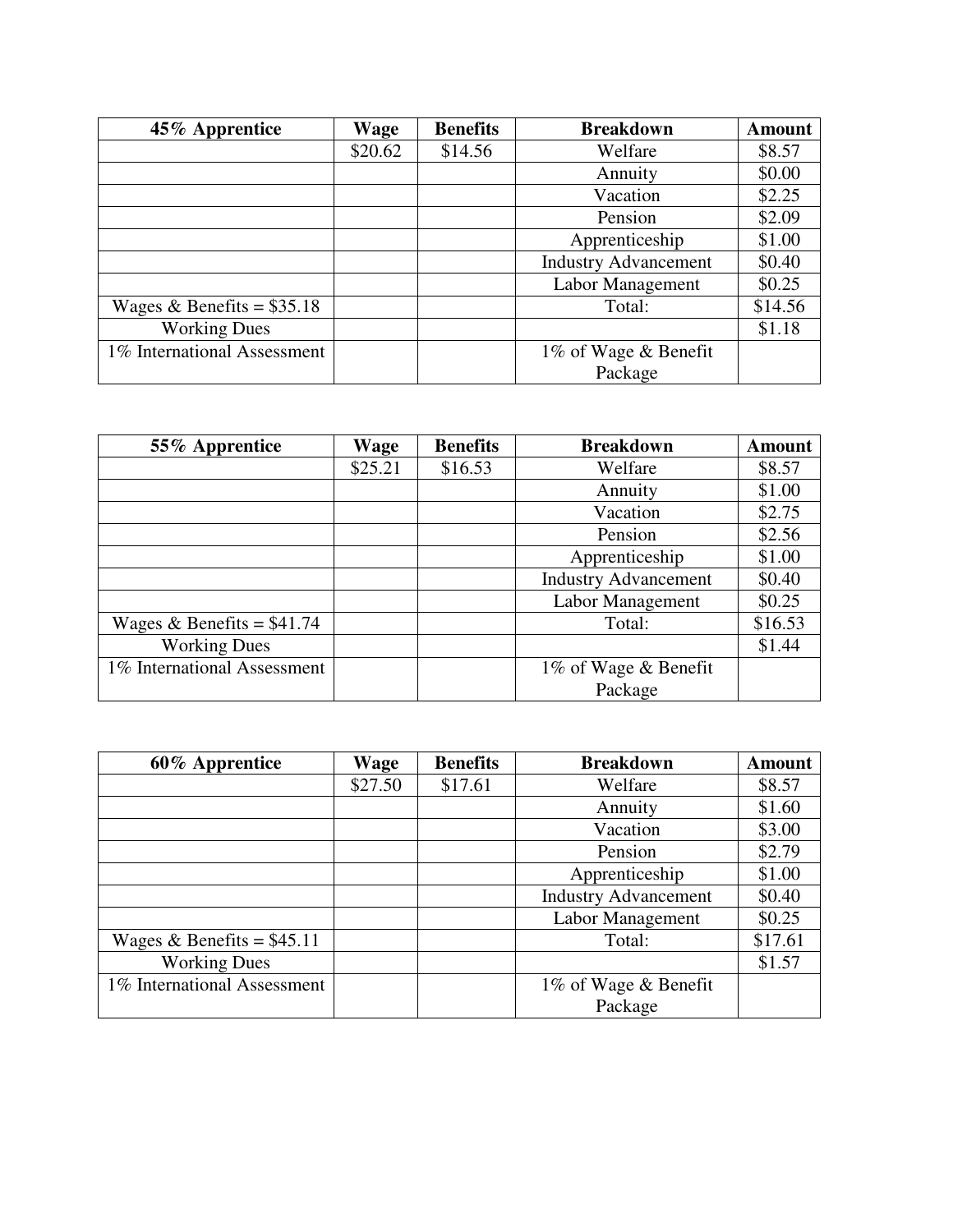| 45% Apprentice | Wage | Benefits | Breakdown | Amount |
|---|---|---|---|---|
| | $20.62 | $14.56 | Welfare | $8.57 |
| | | | Annuity | $0.00 |
| | | | Vacation | $2.25 |
| | | | Pension | $2.09 |
| | | | Apprenticeship | $1.00 |
| | | | Industry Advancement | $0.40 |
| | | | Labor Management | $0.25 |
| Wages & Benefits = $35.18 | | | Total: | $14.56 |
| Working Dues | | | | $1.18 |
| 1% International Assessment | | | 1% of Wage & Benefit Package | |

| 55% Apprentice | Wage | Benefits | Breakdown | Amount |
|---|---|---|---|---|
| | $25.21 | $16.53 | Welfare | $8.57 |
| | | | Annuity | $1.00 |
| | | | Vacation | $2.75 |
| | | | Pension | $2.56 |
| | | | Apprenticeship | $1.00 |
| | | | Industry Advancement | $0.40 |
| | | | Labor Management | $0.25 |
| Wages & Benefits = $41.74 | | | Total: | $16.53 |
| Working Dues | | | | $1.44 |
| 1% International Assessment | | | 1% of Wage & Benefit Package | |

| 60% Apprentice | Wage | Benefits | Breakdown | Amount |
|---|---|---|---|---|
| | $27.50 | $17.61 | Welfare | $8.57 |
| | | | Annuity | $1.60 |
| | | | Vacation | $3.00 |
| | | | Pension | $2.79 |
| | | | Apprenticeship | $1.00 |
| | | | Industry Advancement | $0.40 |
| | | | Labor Management | $0.25 |
| Wages & Benefits = $45.11 | | | Total: | $17.61 |
| Working Dues | | | | $1.57 |
| 1% International Assessment | | | 1% of Wage & Benefit Package | |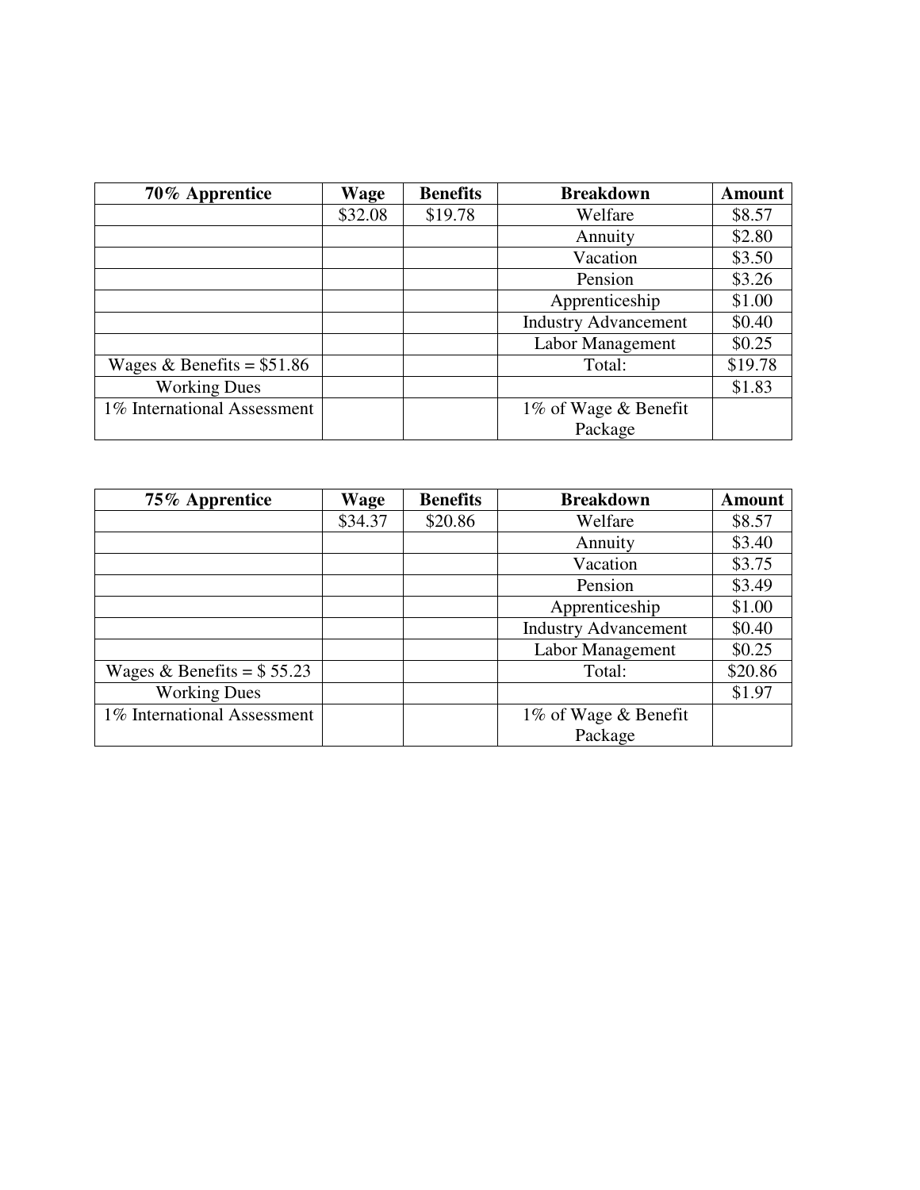| 70% Apprentice | Wage | Benefits | Breakdown | Amount |
|---|---|---|---|---|
| | $32.08 | $19.78 | Welfare | $8.57 |
| | | | Annuity | $2.80 |
| | | | Vacation | $3.50 |
| | | | Pension | $3.26 |
| | | | Apprenticeship | $1.00 |
| | | | Industry Advancement | $0.40 |
| | | | Labor Management | $0.25 |
| Wages & Benefits = $51.86 | | | Total: | $19.78 |
| Working Dues | | | | $1.83 |
| 1% International Assessment | | | 1% of Wage & Benefit Package | |

| 75% Apprentice | Wage | Benefits | Breakdown | Amount |
|---|---|---|---|---|
| | $34.37 | $20.86 | Welfare | $8.57 |
| | | | Annuity | $3.40 |
| | | | Vacation | $3.75 |
| | | | Pension | $3.49 |
| | | | Apprenticeship | $1.00 |
| | | | Industry Advancement | $0.40 |
| | | | Labor Management | $0.25 |
| Wages & Benefits = $ 55.23 | | | Total: | $20.86 |
| Working Dues | | | | $1.97 |
| 1% International Assessment | | | 1% of Wage & Benefit Package | |